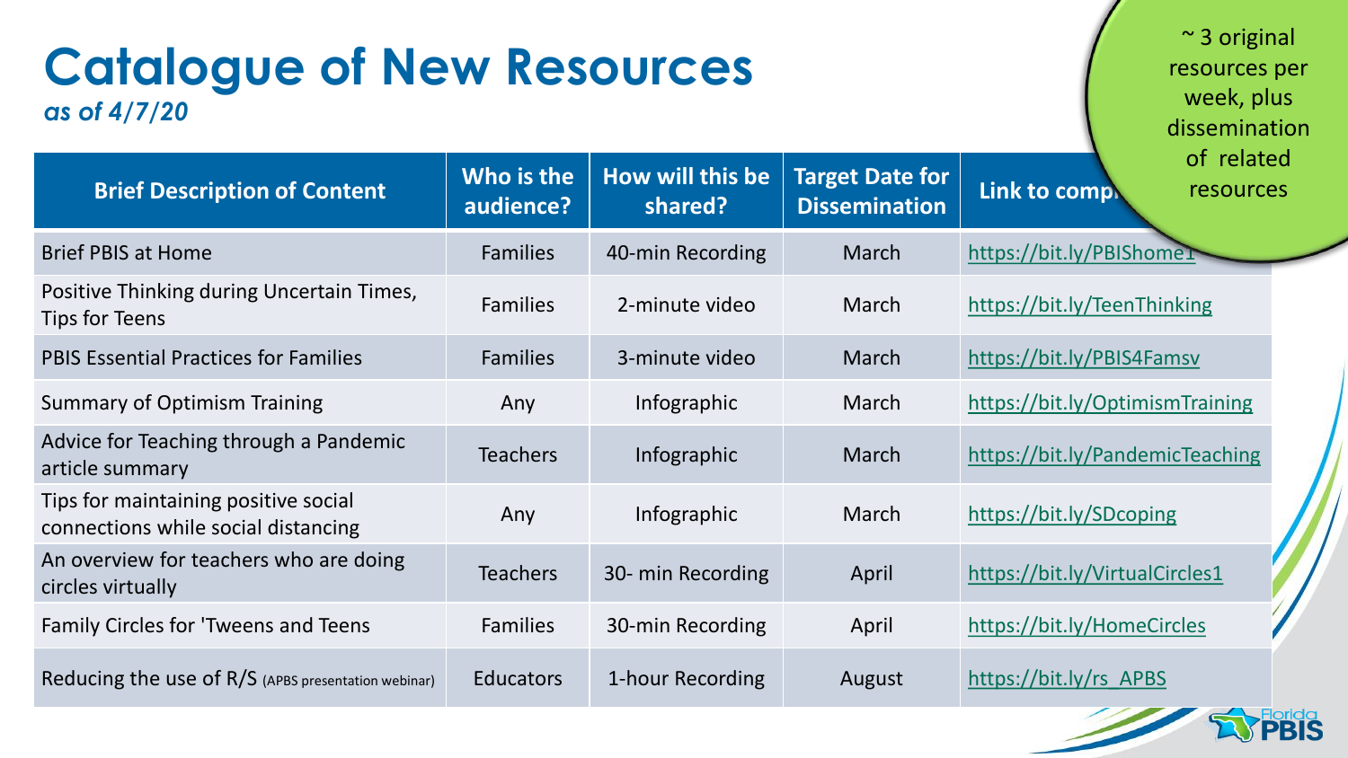# Catalogue of New Resources

*as of 4/7/20*

~ 3 original resources per week, plus dissemination of related resources

| Brief Description of Content | Who is the audience? | How will this be shared? | Target Date for Dissemination | Link to comp… |
|---|---|---|---|---|
| Brief PBIS at Home | Families | 40-min Recording | March | https://bit.ly/PBIShome1 |
| Positive Thinking during Uncertain Times, Tips for Teens | Families | 2-minute video | March | https://bit.ly/TeenThinking |
| PBIS Essential Practices for Families | Families | 3-minute video | March | https://bit.ly/PBIS4Famsv |
| Summary of Optimism Training | Any | Infographic | March | https://bit.ly/OptimismTraining |
| Advice for Teaching through a Pandemic article summary | Teachers | Infographic | March | https://bit.ly/PandemicTeaching |
| Tips for maintaining positive social connections while social distancing | Any | Infographic | March | https://bit.ly/SDcoping |
| An overview for teachers who are doing circles virtually | Teachers | 30- min Recording | April | https://bit.ly/VirtualCircles1 |
| Family Circles for 'Tweens and Teens | Families | 30-min Recording | April | https://bit.ly/HomeCircles |
| Reducing the use of R/S (APBS presentation webinar) | Educators | 1-hour Recording | August | https://bit.ly/rs_APBS |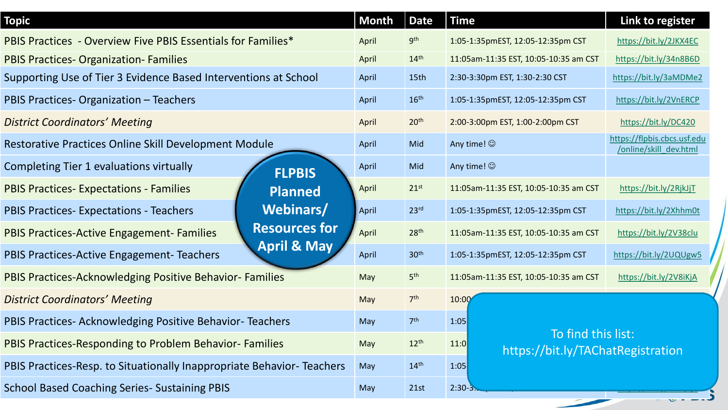## FLPBIS Planned Webinars/ Resources for April & May

| Topic | Month | Date | Time | Link to register |
|---|---|---|---|---|
| PBIS Practices - Overview Five PBIS Essentials for Families* | April | 9th | 1:05-1:35pmEST, 12:05-12:35pm CST | https://bit.ly/2JKX4EC |
| PBIS Practices- Organization- Families | April | 14th | 11:05am-11:35 EST, 10:05-10:35 am CST | https://bit.ly/34n8B6D |
| Supporting Use of Tier 3 Evidence Based Interventions at School | April | 15th | 2:30-3:30pm EST, 1:30-2:30 CST | https://bit.ly/3aMDMe2 |
| PBIS Practices- Organization – Teachers | April | 16th | 1:05-1:35pmEST, 12:05-12:35pm CST | https://bit.ly/2VnERCP |
| *District Coordinators' Meeting* | April | 20th | 2:00-3:00pm EST, 1:00-2:00pm CST | https://bit.ly/DC420 |
| Restorative Practices Online Skill Development Module | April | Mid | Any time! ☺ | https://flpbis.cbcs.usf.edu/online/skill_dev.html |
| Completing Tier 1 evaluations virtually | April | Mid | Any time! ☺ | |
| PBIS Practices- Expectations - Families | April | 21st | 11:05am-11:35 EST, 10:05-10:35 am CST | https://bit.ly/2RjkJjT |
| PBIS Practices- Expectations - Teachers | April | 23rd | 1:05-1:35pmEST, 12:05-12:35pm CST | https://bit.ly/2Xhhm0t |
| PBIS Practices-Active Engagement- Families | April | 28th | 11:05am-11:35 EST, 10:05-10:35 am CST | https://bit.ly/2V38clu |
| PBIS Practices-Active Engagement- Teachers | April | 30th | 1:05-1:35pmEST, 12:05-12:35pm CST | https://bit.ly/2UQUgw5 |
| PBIS Practices-Acknowledging Positive Behavior- Families | May | 5th | 11:05am-11:35 EST, 10:05-10:35 am CST | https://bit.ly/2V8iKjA |
| *District Coordinators' Meeting* | May | 7th | 10:00 | |
| PBIS Practices- Acknowledging Positive Behavior- Teachers | May | 7th | 1:05 | |
| PBIS Practices-Responding to Problem Behavior- Families | May | 12th | 11:0 | |
| PBIS Practices-Resp. to Situationally Inappropriate Behavior- Teachers | May | 14th | 1:05 | |
| School Based Coaching Series- Sustaining PBIS | May | 21st | 2:30-3 | |

To find this list: https://bit.ly/TAChatRegistration